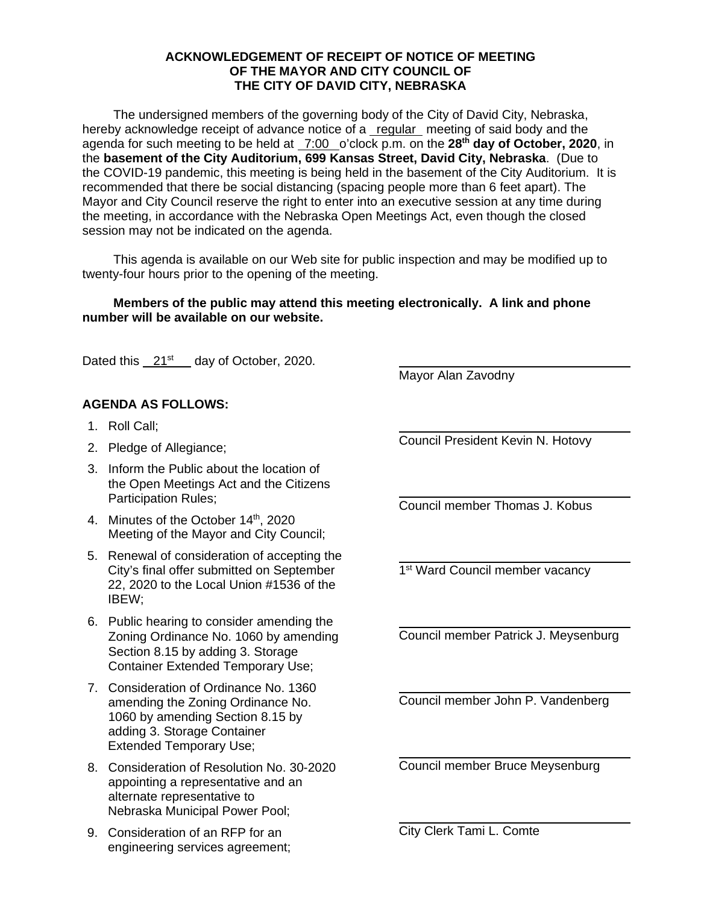**ACKNOWLEDGEMENT OF RECEIPT OF NOTICE OF MEETING OF THE MAYOR AND CITY COUNCIL OF THE CITY OF DAVID CITY, NEBRASKA**

The undersigned members of the governing body of the City of David City, Nebraska, hereby acknowledge receipt of advance notice of a regular meeting of said body and the agenda for such meeting to be held at 7:00 o'clock p.m. on the **28th day of October, 2020**, in the **basement of the City Auditorium, 699 Kansas Street, David City, Nebraska**. (Due to the COVID-19 pandemic, this meeting is being held in the basement of the City Auditorium. It is recommended that there be social distancing (spacing people more than 6 feet apart). The Mayor and City Council reserve the right to enter into an executive session at any time during the meeting, in accordance with the Nebraska Open Meetings Act, even though the closed session may not be indicated on the agenda.

This agenda is available on our Web site for public inspection and may be modified up to twenty-four hours prior to the opening of the meeting.

**Members of the public may attend this meeting electronically. A link and phone number will be available on our website.**

Dated this 21st day of October, 2020.

**AGENDA AS FOLLOWS:**

1. Roll Call;
2. Pledge of Allegiance;
3. Inform the Public about the location of the Open Meetings Act and the Citizens Participation Rules;
4. Minutes of the October 14th, 2020 Meeting of the Mayor and City Council;
5. Renewal of consideration of accepting the City's final offer submitted on September 22, 2020 to the Local Union #1536 of the IBEW;
6. Public hearing to consider amending the Zoning Ordinance No. 1060 by amending Section 8.15 by adding 3. Storage Container Extended Temporary Use;
7. Consideration of Ordinance No. 1360 amending the Zoning Ordinance No. 1060 by amending Section 8.15 by adding 3. Storage Container Extended Temporary Use;
8. Consideration of Resolution No. 30-2020 appointing a representative and an alternate representative to Nebraska Municipal Power Pool;
9. Consideration of an RFP for an engineering services agreement;

\_\_\_\_\_\_\_\_\_\_\_\_\_\_\_\_\_\_\_\_\_\_\_\_\_\_\_\_\_\_
Mayor Alan Zavodny

\_\_\_\_\_\_\_\_\_\_\_\_\_\_\_\_\_\_\_\_\_\_\_\_\_\_\_\_\_\_
Council President Kevin N. Hotovy

\_\_\_\_\_\_\_\_\_\_\_\_\_\_\_\_\_\_\_\_\_\_\_\_\_\_\_\_\_\_
Council member Thomas J. Kobus

\_\_\_\_\_\_\_\_\_\_\_\_\_\_\_\_\_\_\_\_\_\_\_\_\_\_\_\_\_\_
1st Ward Council member vacancy

\_\_\_\_\_\_\_\_\_\_\_\_\_\_\_\_\_\_\_\_\_\_\_\_\_\_\_\_\_\_
Council member Patrick J. Meysenburg

\_\_\_\_\_\_\_\_\_\_\_\_\_\_\_\_\_\_\_\_\_\_\_\_\_\_\_\_\_\_
Council member John P. Vandenberg

\_\_\_\_\_\_\_\_\_\_\_\_\_\_\_\_\_\_\_\_\_\_\_\_\_\_\_\_\_\_
Council member Bruce Meysenburg

\_\_\_\_\_\_\_\_\_\_\_\_\_\_\_\_\_\_\_\_\_\_\_\_\_\_\_\_\_\_
City Clerk Tami L. Comte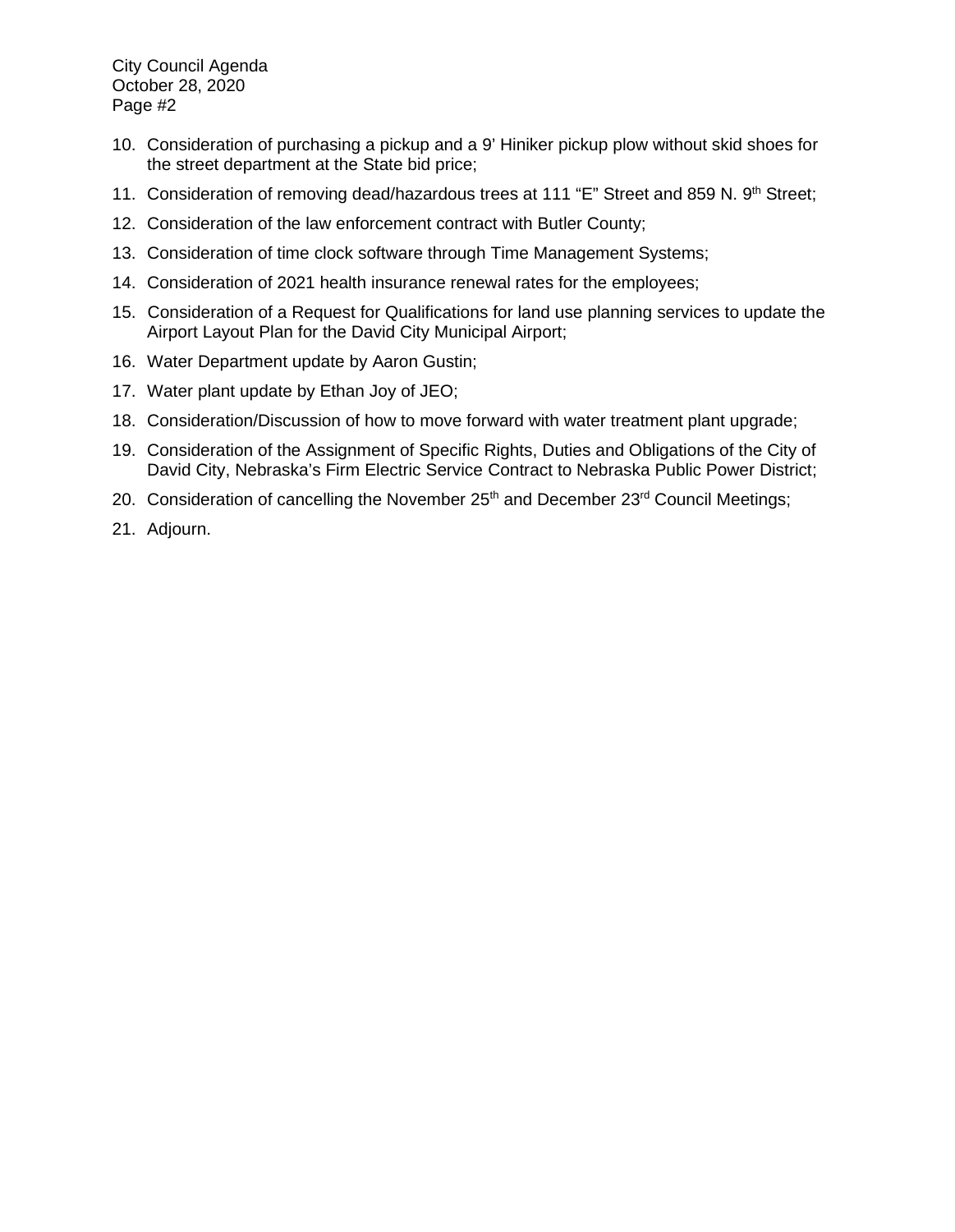10. Consideration of purchasing a pickup and a 9' Hiniker pickup plow without skid shoes for the street department at the State bid price;
11. Consideration of removing dead/hazardous trees at 111 "E" Street and 859 N. 9th Street;
12. Consideration of the law enforcement contract with Butler County;
13. Consideration of time clock software through Time Management Systems;
14. Consideration of 2021 health insurance renewal rates for the employees;
15. Consideration of a Request for Qualifications for land use planning services to update the Airport Layout Plan for the David City Municipal Airport;
16. Water Department update by Aaron Gustin;
17. Water plant update by Ethan Joy of JEO;
18. Consideration/Discussion of how to move forward with water treatment plant upgrade;
19. Consideration of the Assignment of Specific Rights, Duties and Obligations of the City of David City, Nebraska's Firm Electric Service Contract to Nebraska Public Power District;
20. Consideration of cancelling the November 25th and December 23rd Council Meetings;
21. Adjourn.